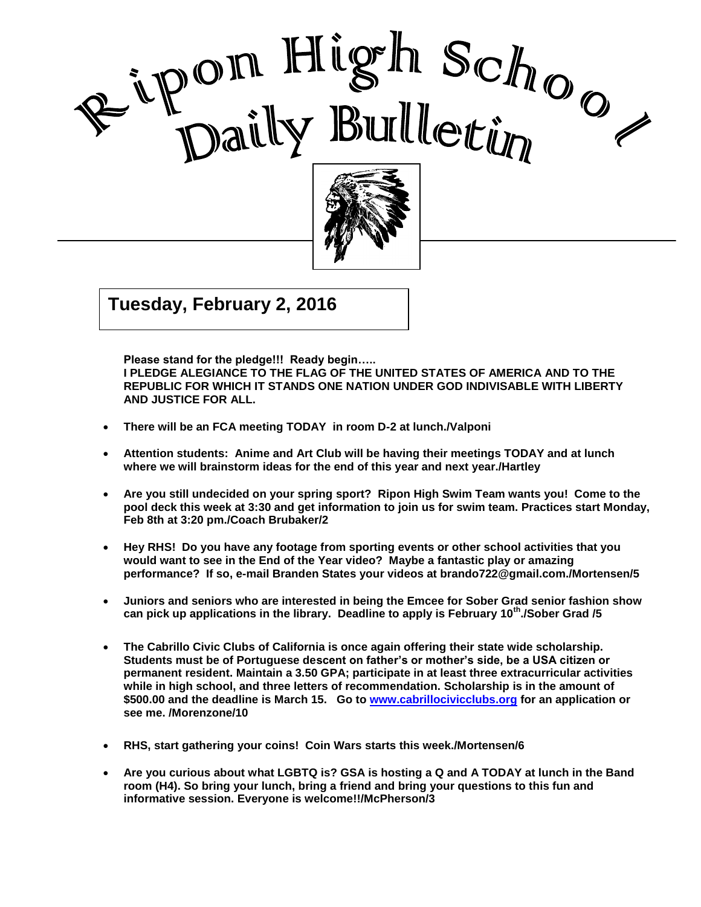# Ripon High School Daily Bulletin

## Tuesday, February 2, 2016

**Please stand for the pledge!!! Ready begin…..**
**I PLEDGE ALEGIANCE TO THE FLAG OF THE UNITED STATES OF AMERICA AND TO THE REPUBLIC FOR WHICH IT STANDS ONE NATION UNDER GOD INDIVISABLE WITH LIBERTY AND JUSTICE FOR ALL.**

- **There will be an FCA meeting TODAY in room D-2 at lunch./Valponi**

- **Attention students: Anime and Art Club will be having their meetings TODAY and at lunch where we will brainstorm ideas for the end of this year and next year./Hartley**

- **Are you still undecided on your spring sport? Ripon High Swim Team wants you! Come to the pool deck this week at 3:30 and get information to join us for swim team. Practices start Monday, Feb 8th at 3:20 pm./Coach Brubaker/2**

- **Hey RHS! Do you have any footage from sporting events or other school activities that you would want to see in the End of the Year video? Maybe a fantastic play or amazing performance? If so, e-mail Branden States your videos at brando722@gmail.com./Mortensen/5**

- **Juniors and seniors who are interested in being the Emcee for Sober Grad senior fashion show can pick up applications in the library. Deadline to apply is February 10th./Sober Grad /5**

- **The Cabrillo Civic Clubs of California is once again offering their state wide scholarship. Students must be of Portuguese descent on father's or mother's side, be a USA citizen or permanent resident. Maintain a 3.50 GPA; participate in at least three extracurricular activities while in high school, and three letters of recommendation. Scholarship is in the amount of $500.00 and the deadline is March 15. Go to [www.cabrillocivicclubs.org](http://www.cabrillocivicclubs.org) for an application or see me. /Morenzone/10**

- **RHS, start gathering your coins! Coin Wars starts this week./Mortensen/6**

- **Are you curious about what LGBTQ is? GSA is hosting a Q and A TODAY at lunch in the Band room (H4). So bring your lunch, bring a friend and bring your questions to this fun and informative session. Everyone is welcome!!/McPherson/3**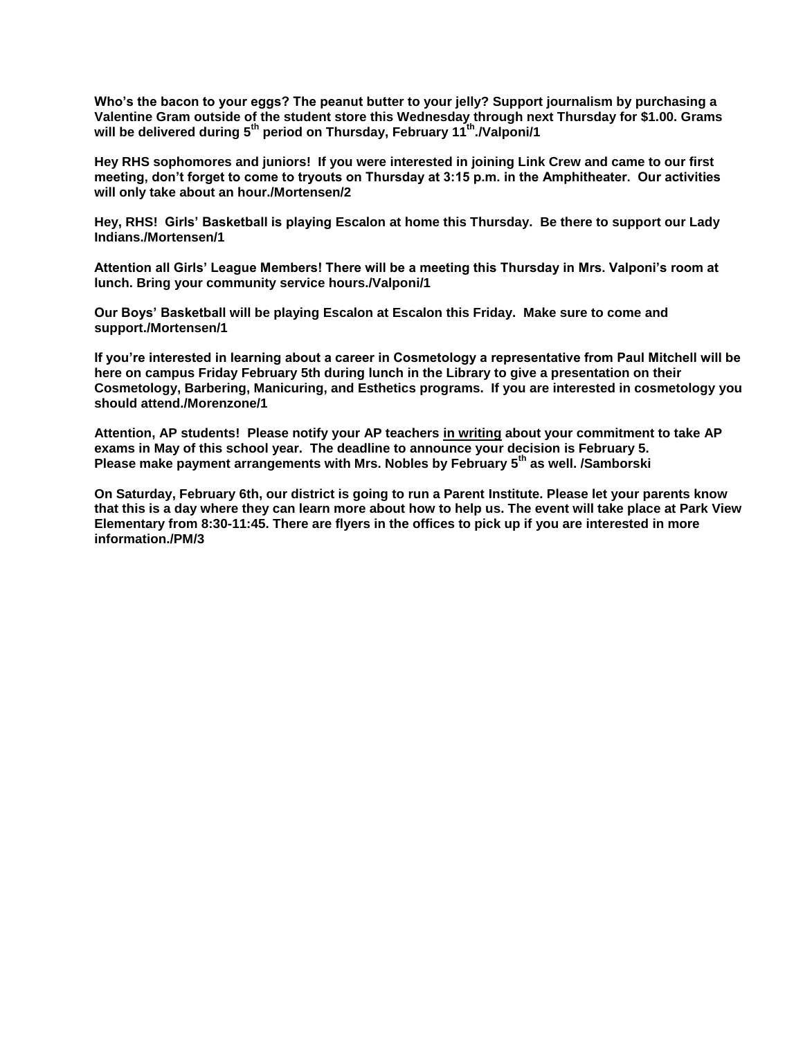**Who's the bacon to your eggs? The peanut butter to your jelly? Support journalism by purchasing a Valentine Gram outside of the student store this Wednesday through next Thursday for $1.00. Grams will be delivered during 5th period on Thursday, February 11th./Valponi/1**

**Hey RHS sophomores and juniors! If you were interested in joining Link Crew and came to our first meeting, don't forget to come to tryouts on Thursday at 3:15 p.m. in the Amphitheater. Our activities will only take about an hour./Mortensen/2**

**Hey, RHS! Girls' Basketball is playing Escalon at home this Thursday. Be there to support our Lady Indians./Mortensen/1**

**Attention all Girls' League Members! There will be a meeting this Thursday in Mrs. Valponi's room at lunch. Bring your community service hours./Valponi/1**

**Our Boys' Basketball will be playing Escalon at Escalon this Friday. Make sure to come and support./Mortensen/1**

**If you're interested in learning about a career in Cosmetology a representative from Paul Mitchell will be here on campus Friday February 5th during lunch in the Library to give a presentation on their Cosmetology, Barbering, Manicuring, and Esthetics programs. If you are interested in cosmetology you should attend./Morenzone/1**

**Attention, AP students! Please notify your AP teachers <u>in writing</u> about your commitment to take AP exams in May of this school year. The deadline to announce your decision is February 5. Please make payment arrangements with Mrs. Nobles by February 5th as well. /Samborski**

**On Saturday, February 6th, our district is going to run a Parent Institute. Please let your parents know that this is a day where they can learn more about how to help us. The event will take place at Park View Elementary from 8:30-11:45. There are flyers in the offices to pick up if you are interested in more information./PM/3**